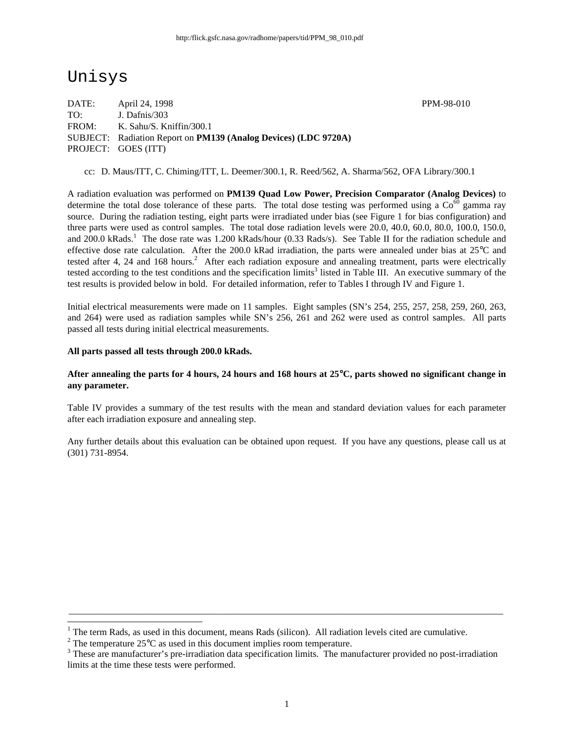# Unisys

DATE: April 24, 1998 PPM-98-010
TO: J. Dafnis/303
FROM: K. Sahu/S. Kniffin/300.1
SUBJECT: Radiation Report on **PM139 (Analog Devices) (LDC 9720A)**
PROJECT: GOES (ITT)

cc: D. Maus/ITT, C. Chiming/ITT, L. Deemer/300.1, R. Reed/562, A. Sharma/562, OFA Library/300.1

A radiation evaluation was performed on **PM139 Quad Low Power, Precision Comparator (Analog Devices)** to determine the total dose tolerance of these parts. The total dose testing was performed using a $Co^{60}$ gamma ray source. During the radiation testing, eight parts were irradiated under bias (see Figure 1 for bias configuration) and three parts were used as control samples. The total dose radiation levels were 20.0, 40.0, 60.0, 80.0, 100.0, 150.0, and 200.0 kRads.[1] The dose rate was 1.200 kRads/hour (0.33 Rads/s). See Table II for the radiation schedule and effective dose rate calculation. After the 200.0 kRad irradiation, the parts were annealed under bias at 25°C and tested after 4, 24 and 168 hours.[2] After each radiation exposure and annealing treatment, parts were electrically tested according to the test conditions and the specification limits[3] listed in Table III. An executive summary of the test results is provided below in bold. For detailed information, refer to Tables I through IV and Figure 1.

Initial electrical measurements were made on 11 samples. Eight samples (SN's 254, 255, 257, 258, 259, 260, 263, and 264) were used as radiation samples while SN's 256, 261 and 262 were used as control samples. All parts passed all tests during initial electrical measurements.

**All parts passed all tests through 200.0 kRads.**

**After annealing the parts for 4 hours, 24 hours and 168 hours at 25°C, parts showed no significant change in any parameter.**

Table IV provides a summary of the test results with the mean and standard deviation values for each parameter after each irradiation exposure and annealing step.

Any further details about this evaluation can be obtained upon request. If you have any questions, please call us at (301) 731-8954.

---

[1] The term Rads, as used in this document, means Rads (silicon). All radiation levels cited are cumulative.

[2] The temperature 25°C as used in this document implies room temperature.

[3] These are manufacturer's pre-irradiation data specification limits. The manufacturer provided no post-irradiation limits at the time these tests were performed.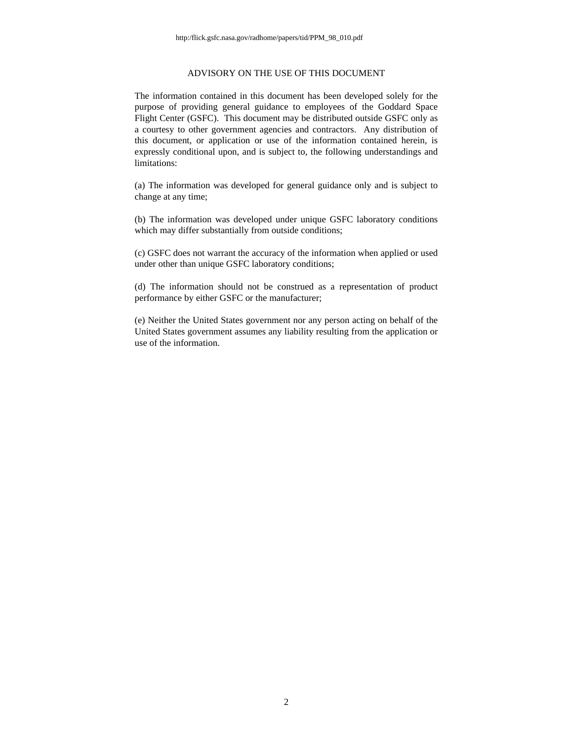http:/flick.gsfc.nasa.gov/radhome/papers/tid/PPM_98_010.pdf

## ADVISORY ON THE USE OF THIS DOCUMENT

The information contained in this document has been developed solely for the purpose of providing general guidance to employees of the Goddard Space Flight Center (GSFC). This document may be distributed outside GSFC only as a courtesy to other government agencies and contractors. Any distribution of this document, or application or use of the information contained herein, is expressly conditional upon, and is subject to, the following understandings and limitations:

(a) The information was developed for general guidance only and is subject to change at any time;

(b) The information was developed under unique GSFC laboratory conditions which may differ substantially from outside conditions;

(c) GSFC does not warrant the accuracy of the information when applied or used under other than unique GSFC laboratory conditions;

(d) The information should not be construed as a representation of product performance by either GSFC or the manufacturer;

(e) Neither the United States government nor any person acting on behalf of the United States government assumes any liability resulting from the application or use of the information.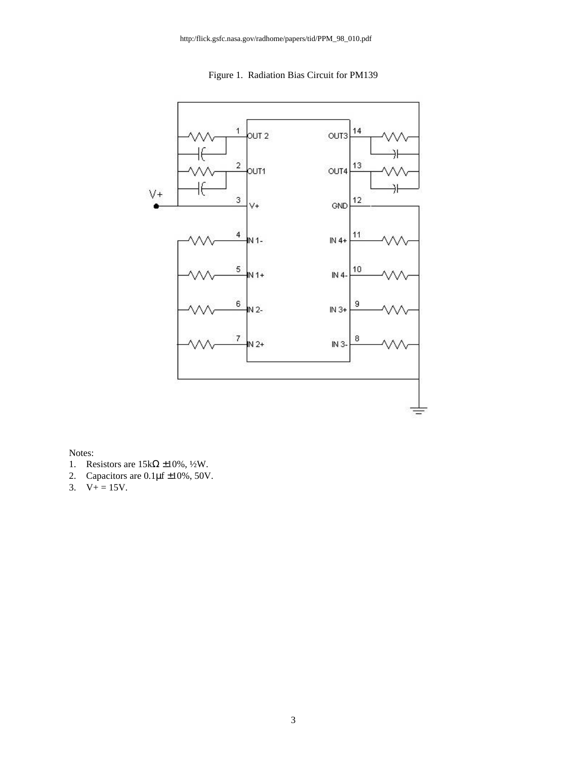http:/flick.gsfc.nasa.gov/radhome/papers/tid/PPM_98_010.pdf

Figure 1. Radiation Bias Circuit for PM139

Notes:
1. Resistors are 15kΩ ±10%, ½W.
2. Capacitors are 0.1μf ±10%, 50V.
3. V+ = 15V.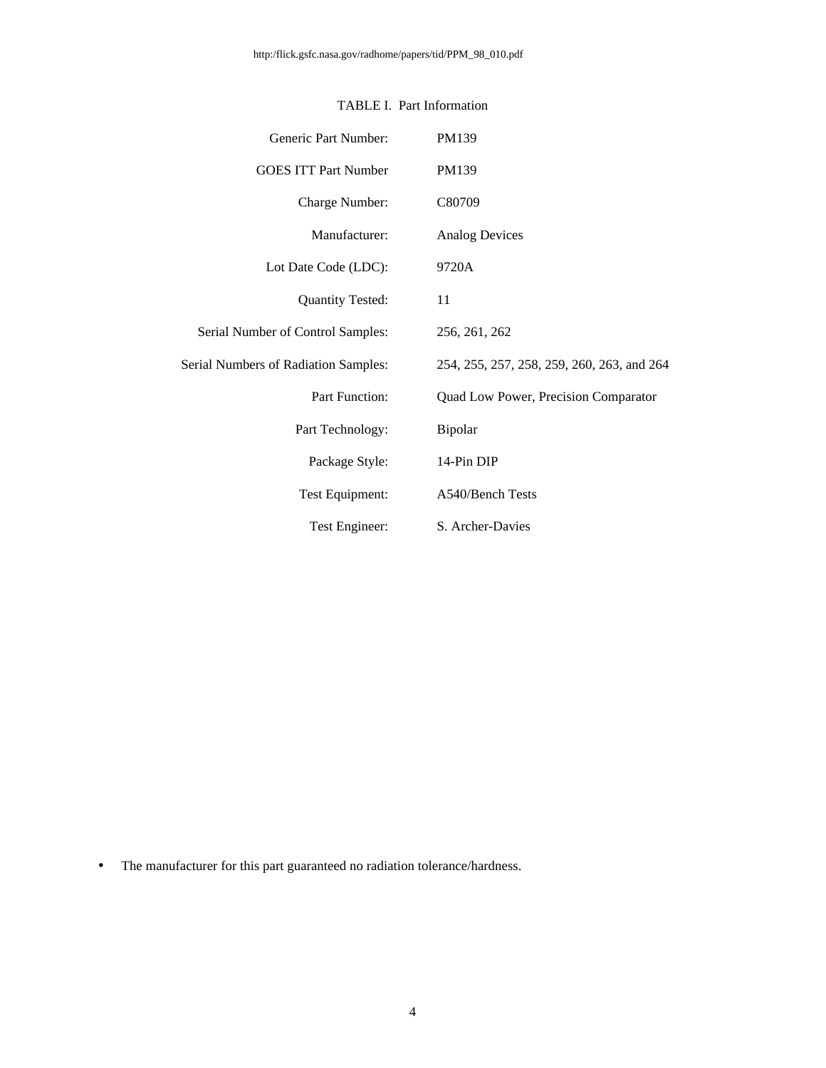TABLE I. Part Information

| | |
|---|---|
| Generic Part Number: | PM139 |
| GOES ITT Part Number | PM139 |
| Charge Number: | C80709 |
| Manufacturer: | Analog Devices |
| Lot Date Code (LDC): | 9720A |
| Quantity Tested: | 11 |
| Serial Number of Control Samples: | 256, 261, 262 |
| Serial Numbers of Radiation Samples: | 254, 255, 257, 258, 259, 260, 263, and 264 |
| Part Function: | Quad Low Power, Precision Comparator |
| Part Technology: | Bipolar |
| Package Style: | 14-Pin DIP |
| Test Equipment: | A540/Bench Tests |
| Test Engineer: | S. Archer-Davies |

- The manufacturer for this part guaranteed no radiation tolerance/hardness.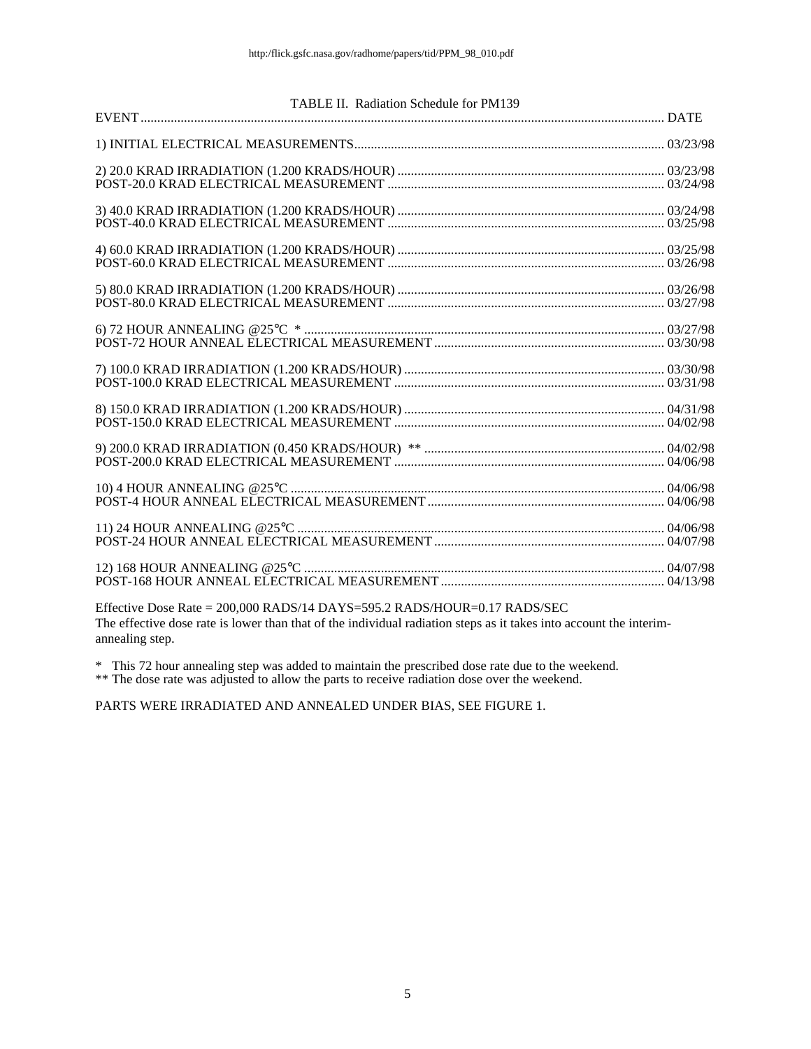http:/flick.gsfc.nasa.gov/radhome/papers/tid/PPM_98_010.pdf

TABLE II. Radiation Schedule for PM139

| EVENT | DATE |
|---|---|
| 1) INITIAL ELECTRICAL MEASUREMENTS | 03/23/98 |
| 2) 20.0 KRAD IRRADIATION (1.200 KRADS/HOUR) | 03/23/98 |
| POST-20.0 KRAD ELECTRICAL MEASUREMENT | 03/24/98 |
| 3) 40.0 KRAD IRRADIATION (1.200 KRADS/HOUR) | 03/24/98 |
| POST-40.0 KRAD ELECTRICAL MEASUREMENT | 03/25/98 |
| 4) 60.0 KRAD IRRADIATION (1.200 KRADS/HOUR) | 03/25/98 |
| POST-60.0 KRAD ELECTRICAL MEASUREMENT | 03/26/98 |
| 5) 80.0 KRAD IRRADIATION (1.200 KRADS/HOUR) | 03/26/98 |
| POST-80.0 KRAD ELECTRICAL MEASUREMENT | 03/27/98 |
| 6) 72 HOUR ANNEALING @25°C * | 03/27/98 |
| POST-72 HOUR ANNEAL ELECTRICAL MEASUREMENT | 03/30/98 |
| 7) 100.0 KRAD IRRADIATION (1.200 KRADS/HOUR) | 03/30/98 |
| POST-100.0 KRAD ELECTRICAL MEASUREMENT | 03/31/98 |
| 8) 150.0 KRAD IRRADIATION (1.200 KRADS/HOUR) | 04/31/98 |
| POST-150.0 KRAD ELECTRICAL MEASUREMENT | 04/02/98 |
| 9) 200.0 KRAD IRRADIATION (0.450 KRADS/HOUR) ** | 04/02/98 |
| POST-200.0 KRAD ELECTRICAL MEASUREMENT | 04/06/98 |
| 10) 4 HOUR ANNEALING @25°C | 04/06/98 |
| POST-4 HOUR ANNEAL ELECTRICAL MEASUREMENT | 04/06/98 |
| 11) 24 HOUR ANNEALING @25°C | 04/06/98 |
| POST-24 HOUR ANNEAL ELECTRICAL MEASUREMENT | 04/07/98 |
| 12) 168 HOUR ANNEALING @25°C | 04/07/98 |
| POST-168 HOUR ANNEAL ELECTRICAL MEASUREMENT | 04/13/98 |

Effective Dose Rate = 200,000 RADS/14 DAYS=595.2 RADS/HOUR=0.17 RADS/SEC
The effective dose rate is lower than that of the individual radiation steps as it takes into account the interim-annealing step.

* This 72 hour annealing step was added to maintain the prescribed dose rate due to the weekend.
** The dose rate was adjusted to allow the parts to receive radiation dose over the weekend.

PARTS WERE IRRADIATED AND ANNEALED UNDER BIAS, SEE FIGURE 1.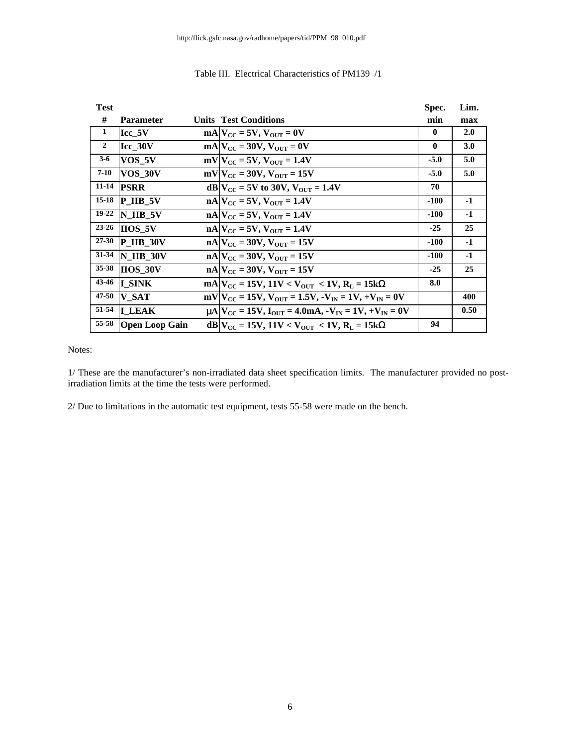http:/flick.gsfc.nasa.gov/radhome/papers/tid/PPM_98_010.pdf

Table III. Electrical Characteristics of PM139 /1

| Test # | Parameter | Units | Test Conditions | Spec. min | Lim. max |
|---|---|---|---|---|---|
| 1 | Icc_5V | mA | $V_{CC}$ = 5V, $V_{OUT}$ = 0V | 0 | 2.0 |
| 2 | Icc_30V | mA | $V_{CC}$ = 30V, $V_{OUT}$ = 0V | 0 | 3.0 |
| 3-6 | VOS_5V | mV | $V_{CC}$ = 5V, $V_{OUT}$ = 1.4V | -5.0 | 5.0 |
| 7-10 | VOS_30V | mV | $V_{CC}$ = 30V, $V_{OUT}$ = 15V | -5.0 | 5.0 |
| 11-14 | PSRR | dB | $V_{CC}$ = 5V to 30V, $V_{OUT}$ = 1.4V | 70 | |
| 15-18 | P_IIB_5V | nA | $V_{CC}$ = 5V, $V_{OUT}$ = 1.4V | -100 | -1 |
| 19-22 | N_IIB_5V | nA | $V_{CC}$ = 5V, $V_{OUT}$ = 1.4V | -100 | -1 |
| 23-26 | IIOS_5V | nA | $V_{CC}$ = 5V, $V_{OUT}$ = 1.4V | -25 | 25 |
| 27-30 | P_IIB_30V | nA | $V_{CC}$ = 30V, $V_{OUT}$ = 15V | -100 | -1 |
| 31-34 | N_IIB_30V | nA | $V_{CC}$ = 30V, $V_{OUT}$ = 15V | -100 | -1 |
| 35-38 | IIOS_30V | nA | $V_{CC}$ = 30V, $V_{OUT}$ = 15V | -25 | 25 |
| 43-46 | I_SINK | mA | $V_{CC}$ = 15V, 11V < $V_{OUT}$ < 1V, $R_L$ = 15kΩ | 8.0 | |
| 47-50 | V_SAT | mV | $V_{CC}$ = 15V, $V_{OUT}$ = 1.5V, $-V_{IN}$ = 1V, $+V_{IN}$ = 0V | | 400 |
| 51-54 | I_LEAK | μA | $V_{CC}$ = 15V, $I_{OUT}$ = 4.0mA, $-V_{IN}$ = 1V, $+V_{IN}$ = 0V | | 0.50 |
| 55-58 | Open Loop Gain | dB | $V_{CC}$ = 15V, 11V < $V_{OUT}$ < 1V, $R_L$ = 15kΩ | 94 | |

Notes:

1/ These are the manufacturer's non-irradiated data sheet specification limits. The manufacturer provided no post-irradiation limits at the time the tests were performed.

2/ Due to limitations in the automatic test equipment, tests 55-58 were made on the bench.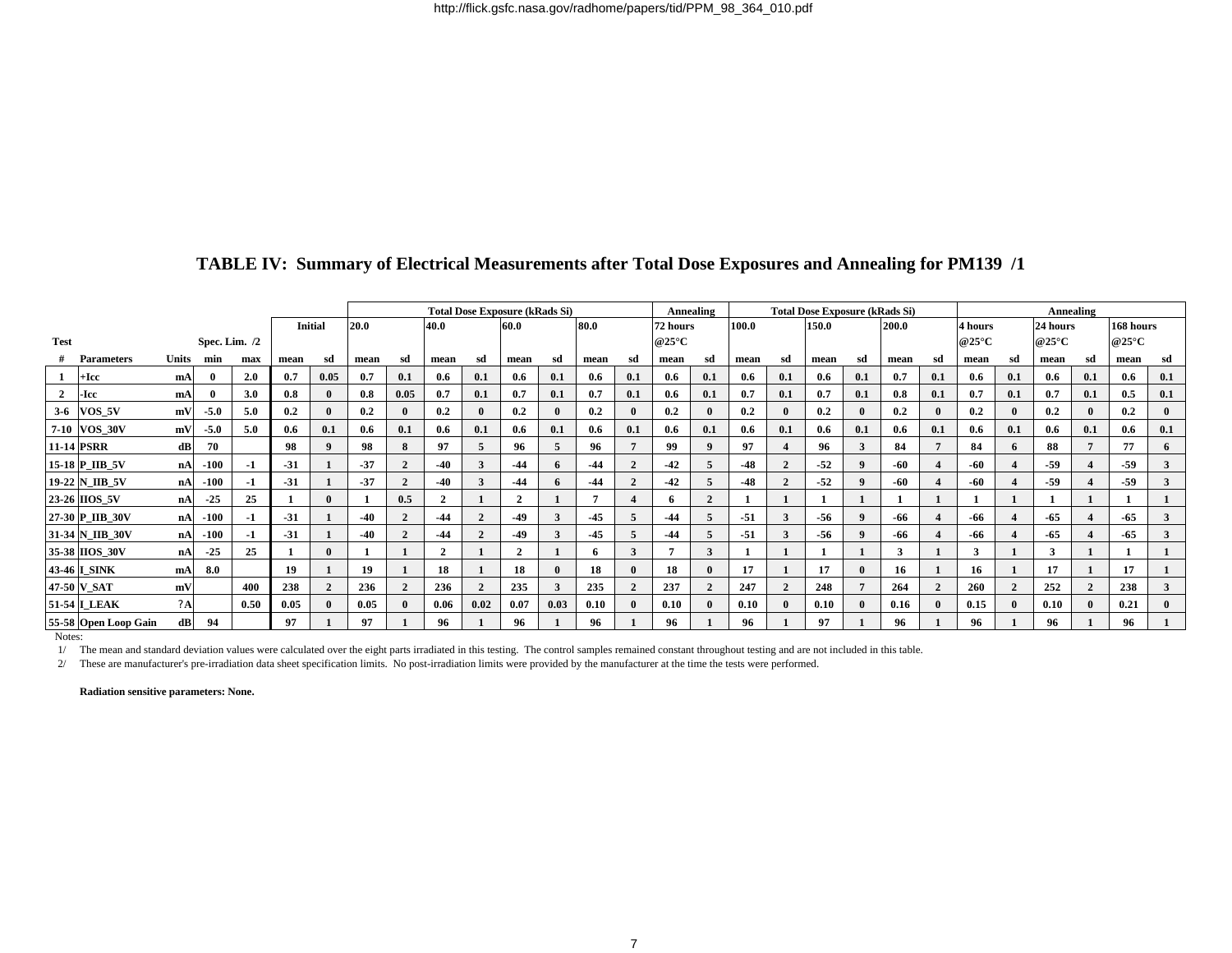## TABLE IV: Summary of Electrical Measurements after Total Dose Exposures and Annealing for PM139 /1

| Test # | Parameters | Units | Spec. Lim. /2 min | max | Initial mean | sd | Total Dose Exposure (kRads Si) 20.0 mean | sd | 40.0 mean | sd | 60.0 mean | sd | 80.0 mean | sd | Annealing 72 hours @25°C mean | sd | Total Dose Exposure (kRads Si) 100.0 mean | sd | 150.0 mean | sd | 200.0 mean | sd | Annealing 4 hours @25°C mean | sd | 24 hours @25°C mean | sd | 168 hours @25°C mean | sd |
|---|---|---|---|---|---|---|---|---|---|---|---|---|---|---|---|---|---|---|---|---|---|---|---|---|---|---|---|---|
| 1 | +Icc | mA | 0 | 2.0 | 0.7 | 0.05 | 0.7 | 0.1 | 0.6 | 0.1 | 0.6 | 0.1 | 0.6 | 0.1 | 0.6 | 0.1 | 0.6 | 0.1 | 0.6 | 0.1 | 0.7 | 0.1 | 0.6 | 0.1 | 0.6 | 0.1 | 0.6 | 0.1 |
| 2 | -Icc | mA | 0 | 3.0 | 0.8 | 0 | 0.8 | 0.05 | 0.7 | 0.1 | 0.7 | 0.1 | 0.7 | 0.1 | 0.6 | 0.1 | 0.7 | 0.1 | 0.7 | 0.1 | 0.8 | 0.1 | 0.7 | 0.1 | 0.7 | 0.1 | 0.5 | 0.1 |
| 3-6 | VOS_5V | mV | -5.0 | 5.0 | 0.2 | 0 | 0.2 | 0 | 0.2 | 0 | 0.2 | 0 | 0.2 | 0 | 0.2 | 0 | 0.2 | 0 | 0.2 | 0 | 0.2 | 0 | 0.2 | 0 | 0.2 | 0 | 0.2 | 0 |
| 7-10 | VOS_30V | mV | -5.0 | 5.0 | 0.6 | 0.1 | 0.6 | 0.1 | 0.6 | 0.1 | 0.6 | 0.1 | 0.6 | 0.1 | 0.6 | 0.1 | 0.6 | 0.1 | 0.6 | 0.1 | 0.6 | 0.1 | 0.6 | 0.1 | 0.6 | 0.1 | 0.6 | 0.1 |
| 11-14 | PSRR | dB | 70 | | 98 | 9 | 98 | 8 | 97 | 5 | 96 | 5 | 96 | 7 | 99 | 9 | 97 | 4 | 96 | 3 | 84 | 7 | 84 | 6 | 88 | 7 | 77 | 6 |
| 15-18 | P_IIB_5V | nA | -100 | -1 | -31 | 1 | -37 | 2 | -40 | 3 | -44 | 6 | -44 | 2 | -42 | 5 | -48 | 2 | -52 | 9 | -60 | 4 | -60 | 4 | -59 | 4 | -59 | 3 |
| 19-22 | N_IIB_5V | nA | -100 | -1 | -31 | 1 | -37 | 2 | -40 | 3 | -44 | 6 | -44 | 2 | -42 | 5 | -48 | 2 | -52 | 9 | -60 | 4 | -60 | 4 | -59 | 4 | -59 | 3 |
| 23-26 | IIOS_5V | nA | -25 | 25 | 1 | 0 | 1 | 0.5 | 2 | 1 | 2 | 1 | 7 | 4 | 6 | 2 | 1 | 1 | 1 | 1 | 1 | 1 | 1 | 1 | 1 | 1 | 1 | 1 |
| 27-30 | P_IIB_30V | nA | -100 | -1 | -31 | 1 | -40 | 2 | -44 | 2 | -49 | 3 | -45 | 5 | -44 | 5 | -51 | 3 | -56 | 9 | -66 | 4 | -66 | 4 | -65 | 4 | -65 | 3 |
| 31-34 | N_IIB_30V | nA | -100 | -1 | -31 | 1 | -40 | 2 | -44 | 2 | -49 | 3 | -45 | 5 | -44 | 5 | -51 | 3 | -56 | 9 | -66 | 4 | -66 | 4 | -65 | 4 | -65 | 3 |
| 35-38 | IIOS_30V | nA | -25 | 25 | 1 | 0 | 1 | 1 | 2 | 1 | 2 | 1 | 6 | 3 | 7 | 3 | 1 | 1 | 1 | 1 | 3 | 1 | 3 | 1 | 3 | 1 | 1 | 1 |
| 43-46 | I_SINK | mA | 8.0 | | 19 | 1 | 19 | 1 | 18 | 1 | 18 | 0 | 18 | 0 | 18 | 0 | 17 | 1 | 17 | 0 | 16 | 1 | 16 | 1 | 17 | 1 | 17 | 1 |
| 47-50 | V_SAT | mV | | 400 | 238 | 2 | 236 | 2 | 236 | 2 | 235 | 3 | 235 | 2 | 237 | 2 | 247 | 2 | 248 | 7 | 264 | 2 | 260 | 2 | 252 | 2 | 238 | 3 |
| 51-54 | I_LEAK | ?A | | 0.50 | 0.05 | 0 | 0.05 | 0 | 0.06 | 0.02 | 0.07 | 0.03 | 0.10 | 0 | 0.10 | 0 | 0.10 | 0 | 0.10 | 0 | 0.16 | 0 | 0.15 | 0 | 0.10 | 0 | 0.21 | 0 |
| 55-58 | Open Loop Gain | dB | 94 | | 97 | 1 | 97 | 1 | 96 | 1 | 96 | 1 | 96 | 1 | 96 | 1 | 96 | 1 | 97 | 1 | 96 | 1 | 96 | 1 | 96 | 1 | 96 | 1 |

Notes:

1/ The mean and standard deviation values were calculated over the eight parts irradiated in this testing. The control samples remained constant throughout testing and are not included in this table.

2/ These are manufacturer's pre-irradiation data sheet specification limits. No post-irradiation limits were provided by the manufacturer at the time the tests were performed.

**Radiation sensitive parameters: None.**